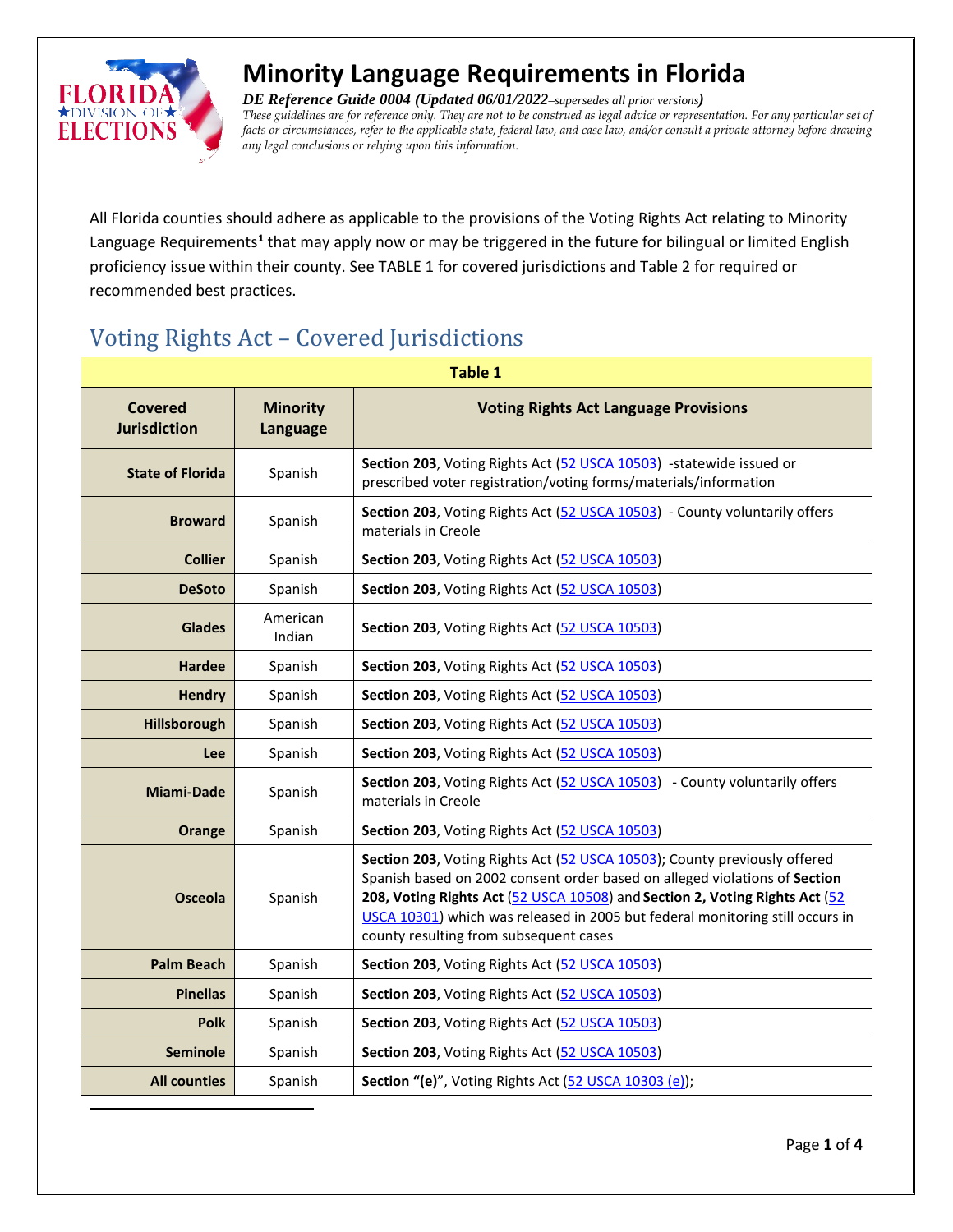# Minority Language Requirements in Florida

***DE Reference Guide 0004 (Updated 06/01/2022**–supersedes all prior versions)*

*These guidelines are for reference only. They are not to be construed as legal advice or representation. For any particular set of facts or circumstances, refer to the applicable state, federal law, and case law, and/or consult a private attorney before drawing any legal conclusions or relying upon this information.*

All Florida counties should adhere as applicable to the provisions of the Voting Rights Act relating to Minority Language Requirements[1] that may apply now or may be triggered in the future for bilingual or limited English proficiency issue within their county. See TABLE 1 for covered jurisdictions and Table 2 for required or recommended best practices.

## Voting Rights Act – Covered Jurisdictions

| Table 1 | | |
|---|---|---|
| **Covered Jurisdiction** | **Minority Language** | **Voting Rights Act Language Provisions** |
| **State of Florida** | Spanish | **Section 203**, Voting Rights Act (52 USCA 10503) -statewide issued or prescribed voter registration/voting forms/materials/information |
| **Broward** | Spanish | **Section 203**, Voting Rights Act (52 USCA 10503) - County voluntarily offers materials in Creole |
| **Collier** | Spanish | **Section 203**, Voting Rights Act (52 USCA 10503) |
| **DeSoto** | Spanish | **Section 203**, Voting Rights Act (52 USCA 10503) |
| **Glades** | American Indian | **Section 203**, Voting Rights Act (52 USCA 10503) |
| **Hardee** | Spanish | **Section 203**, Voting Rights Act (52 USCA 10503) |
| **Hendry** | Spanish | **Section 203**, Voting Rights Act (52 USCA 10503) |
| **Hillsborough** | Spanish | **Section 203**, Voting Rights Act (52 USCA 10503) |
| **Lee** | Spanish | **Section 203**, Voting Rights Act (52 USCA 10503) |
| **Miami-Dade** | Spanish | **Section 203**, Voting Rights Act (52 USCA 10503) - County voluntarily offers materials in Creole |
| **Orange** | Spanish | **Section 203**, Voting Rights Act (52 USCA 10503) |
| **Osceola** | Spanish | **Section 203**, Voting Rights Act (52 USCA 10503); County previously offered Spanish based on 2002 consent order based on alleged violations of **Section 208, Voting Rights Act** (52 USCA 10508) and **Section 2, Voting Rights Act** (52 USCA 10301) which was released in 2005 but federal monitoring still occurs in county resulting from subsequent cases |
| **Palm Beach** | Spanish | **Section 203**, Voting Rights Act (52 USCA 10503) |
| **Pinellas** | Spanish | **Section 203**, Voting Rights Act (52 USCA 10503) |
| **Polk** | Spanish | **Section 203**, Voting Rights Act (52 USCA 10503) |
| **Seminole** | Spanish | **Section 203**, Voting Rights Act (52 USCA 10503) |
| **All counties** | Spanish | **Section "(e)"**, Voting Rights Act (52 USCA 10303 (e)); |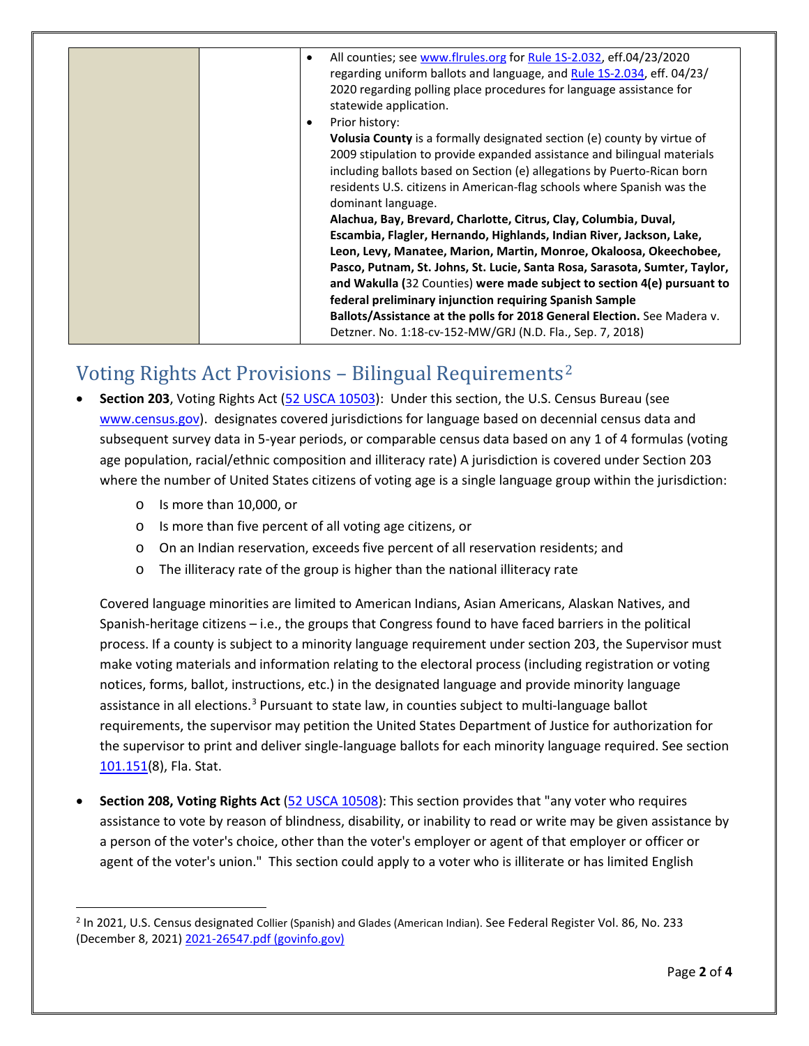| | | • All counties; see www.flrules.org for Rule 1S-2.032, eff.04/23/2020 regarding uniform ballots and language, and Rule 1S-2.034, eff. 04/23/ 2020 regarding polling place procedures for language assistance for statewide application.<br>• Prior history:<br>**Volusia County** is a formally designated section (e) county by virtue of 2009 stipulation to provide expanded assistance and bilingual materials including ballots based on Section (e) allegations by Puerto-Rican born residents U.S. citizens in American-flag schools where Spanish was the dominant language.<br>**Alachua, Bay, Brevard, Charlotte, Citrus, Clay, Columbia, Duval, Escambia, Flagler, Hernando, Highlands, Indian River, Jackson, Lake, Leon, Levy, Manatee, Marion, Martin, Monroe, Okaloosa, Okeechobee, Pasco, Putnam, St. Johns, St. Lucie, Santa Rosa, Sarasota, Sumter, Taylor, and Wakulla (**32 Counties**) were made subject to section 4(e) pursuant to federal preliminary injunction requiring Spanish Sample Ballots/Assistance at the polls for 2018 General Election.** See Madera v. Detzner. No. 1:18-cv-152-MW/GRJ (N.D. Fla., Sep. 7, 2018) |
|---|---|---|

## Voting Rights Act Provisions – Bilingual Requirements[2]

- **Section 203**, Voting Rights Act (52 USCA 10503): Under this section, the U.S. Census Bureau (see www.census.gov). designates covered jurisdictions for language based on decennial census data and subsequent survey data in 5-year periods, or comparable census data based on any 1 of 4 formulas (voting age population, racial/ethnic composition and illiteracy rate) A jurisdiction is covered under Section 203 where the number of United States citizens of voting age is a single language group within the jurisdiction:
  - Is more than 10,000, or
  - Is more than five percent of all voting age citizens, or
  - On an Indian reservation, exceeds five percent of all reservation residents; and
  - The illiteracy rate of the group is higher than the national illiteracy rate

  Covered language minorities are limited to American Indians, Asian Americans, Alaskan Natives, and Spanish-heritage citizens – i.e., the groups that Congress found to have faced barriers in the political process. If a county is subject to a minority language requirement under section 203, the Supervisor must make voting materials and information relating to the electoral process (including registration or voting notices, forms, ballot, instructions, etc.) in the designated language and provide minority language assistance in all elections.[3] Pursuant to state law, in counties subject to multi-language ballot requirements, the supervisor may petition the United States Department of Justice for authorization for the supervisor to print and deliver single-language ballots for each minority language required. See section 101.151(8), Fla. Stat.

- **Section 208, Voting Rights Act** (52 USCA 10508): This section provides that "any voter who requires assistance to vote by reason of blindness, disability, or inability to read or write may be given assistance by a person of the voter's choice, other than the voter's employer or agent of that employer or officer or agent of the voter's union." This section could apply to a voter who is illiterate or has limited English

[2] In 2021, U.S. Census designated Collier (Spanish) and Glades (American Indian). See Federal Register Vol. 86, No. 233 (December 8, 2021) 2021-26547.pdf (govinfo.gov)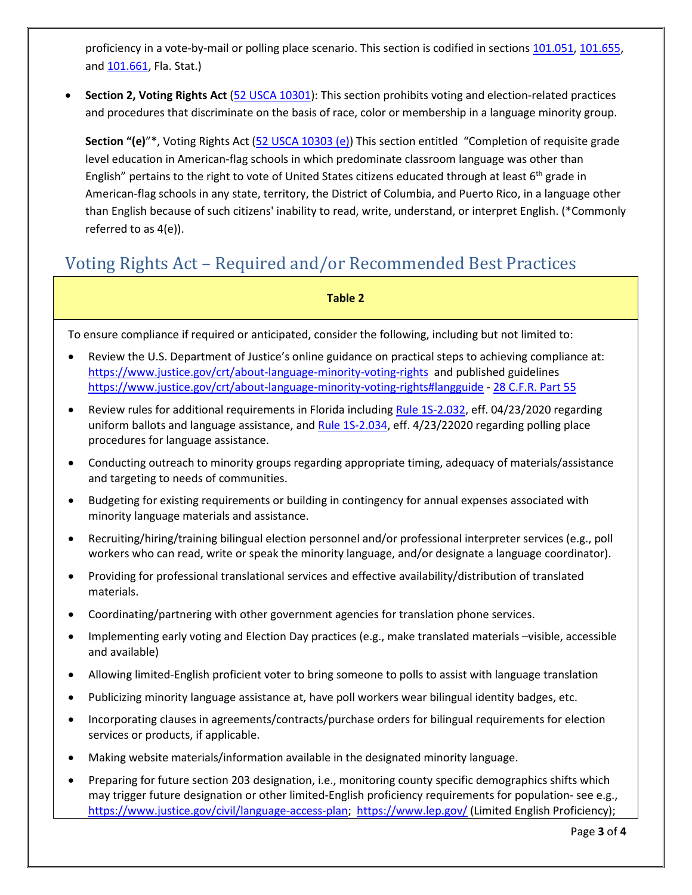proficiency in a vote-by-mail or polling place scenario. This section is codified in sections [101.051](), [101.655](), and [101.661](), Fla. Stat.)

- **Section 2, Voting Rights Act** ([52 USCA 10301]()): This section prohibits voting and election-related practices and procedures that discriminate on the basis of race, color or membership in a language minority group.

  **Section "(e)"**\*, Voting Rights Act ([52 USCA 10303 (e)]()) This section entitled "Completion of requisite grade level education in American-flag schools in which predominate classroom language was other than English" pertains to the right to vote of United States citizens educated through at least 6th grade in American-flag schools in any state, territory, the District of Columbia, and Puerto Rico, in a language other than English because of such citizens' inability to read, write, understand, or interpret English. (\*Commonly referred to as 4(e)).

## Voting Rights Act – Required and/or Recommended Best Practices

**Table 2**

To ensure compliance if required or anticipated, consider the following, including but not limited to:

- Review the U.S. Department of Justice's online guidance on practical steps to achieving compliance at: https://www.justice.gov/crt/about-language-minority-voting-rights and published guidelines https://www.justice.gov/crt/about-language-minority-voting-rights#langguide - [28 C.F.R. Part 55]()
- Review rules for additional requirements in Florida including [Rule 1S-2.032](), eff. 04/23/2020 regarding uniform ballots and language assistance, and [Rule 1S-2.034](), eff. 4/23/22020 regarding polling place procedures for language assistance.
- Conducting outreach to minority groups regarding appropriate timing, adequacy of materials/assistance and targeting to needs of communities.
- Budgeting for existing requirements or building in contingency for annual expenses associated with minority language materials and assistance.
- Recruiting/hiring/training bilingual election personnel and/or professional interpreter services (e.g., poll workers who can read, write or speak the minority language, and/or designate a language coordinator).
- Providing for professional translational services and effective availability/distribution of translated materials.
- Coordinating/partnering with other government agencies for translation phone services.
- Implementing early voting and Election Day practices (e.g., make translated materials –visible, accessible and available)
- Allowing limited-English proficient voter to bring someone to polls to assist with language translation
- Publicizing minority language assistance at, have poll workers wear bilingual identity badges, etc.
- Incorporating clauses in agreements/contracts/purchase orders for bilingual requirements for election services or products, if applicable.
- Making website materials/information available in the designated minority language.
- Preparing for future section 203 designation, i.e., monitoring county specific demographics shifts which may trigger future designation or other limited-English proficiency requirements for population- see e.g., https://www.justice.gov/civil/language-access-plan; https://www.lep.gov/ (Limited English Proficiency);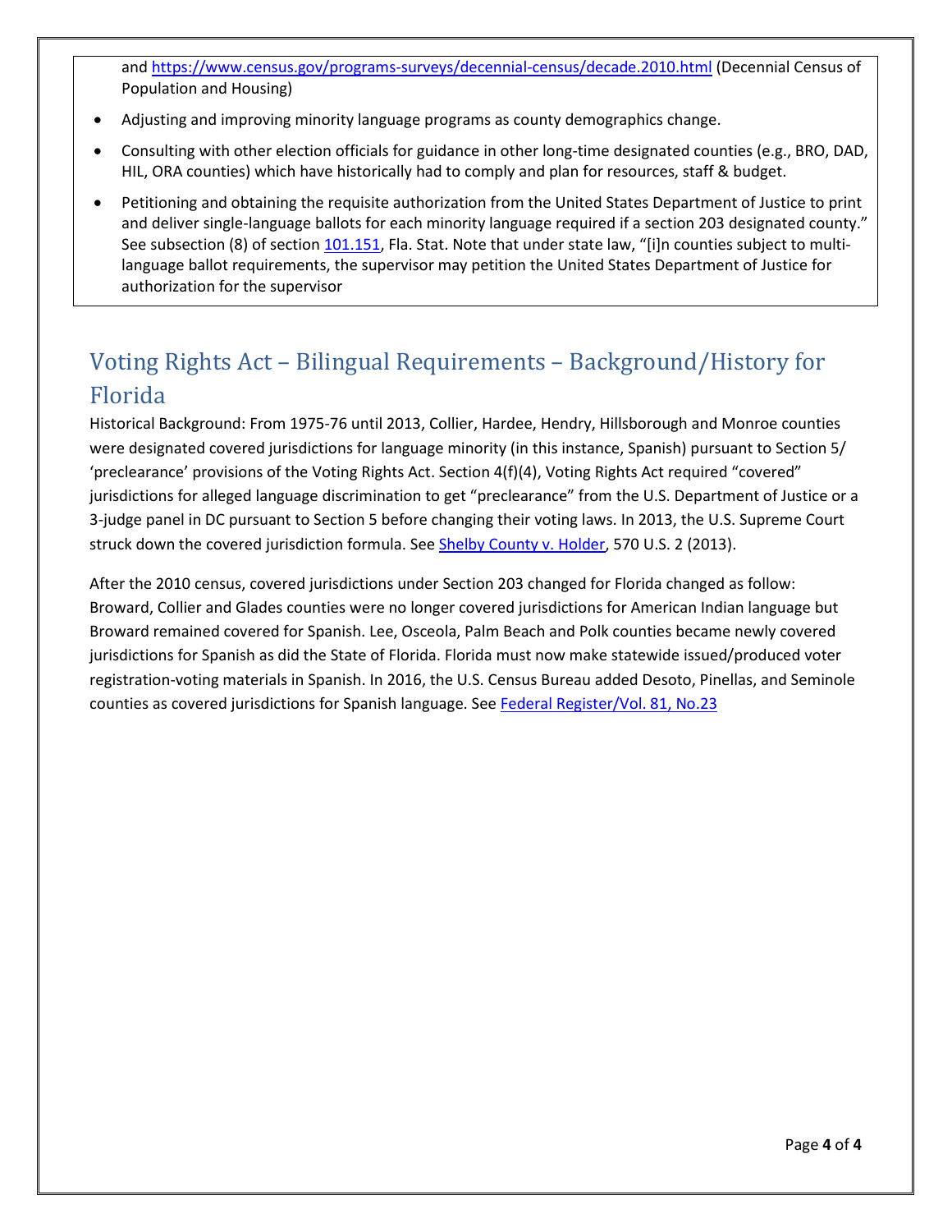and https://www.census.gov/programs-surveys/decennial-census/decade.2010.html (Decennial Census of Population and Housing)

- Adjusting and improving minority language programs as county demographics change.
- Consulting with other election officials for guidance in other long-time designated counties (e.g., BRO, DAD, HIL, ORA counties) which have historically had to comply and plan for resources, staff & budget.
- Petitioning and obtaining the requisite authorization from the United States Department of Justice to print and deliver single-language ballots for each minority language required if a section 203 designated county." See subsection (8) of section 101.151, Fla. Stat. Note that under state law, "[i]n counties subject to multi-language ballot requirements, the supervisor may petition the United States Department of Justice for authorization for the supervisor

## Voting Rights Act – Bilingual Requirements – Background/History for Florida

Historical Background: From 1975-76 until 2013, Collier, Hardee, Hendry, Hillsborough and Monroe counties were designated covered jurisdictions for language minority (in this instance, Spanish) pursuant to Section 5/ 'preclearance' provisions of the Voting Rights Act. Section 4(f)(4), Voting Rights Act required "covered" jurisdictions for alleged language discrimination to get "preclearance" from the U.S. Department of Justice or a 3-judge panel in DC pursuant to Section 5 before changing their voting laws. In 2013, the U.S. Supreme Court struck down the covered jurisdiction formula. See Shelby County v. Holder, 570 U.S. 2 (2013).

After the 2010 census, covered jurisdictions under Section 203 changed for Florida changed as follow: Broward, Collier and Glades counties were no longer covered jurisdictions for American Indian language but Broward remained covered for Spanish. Lee, Osceola, Palm Beach and Polk counties became newly covered jurisdictions for Spanish as did the State of Florida. Florida must now make statewide issued/produced voter registration-voting materials in Spanish. In 2016, the U.S. Census Bureau added Desoto, Pinellas, and Seminole counties as covered jurisdictions for Spanish language. See Federal Register/Vol. 81, No.23